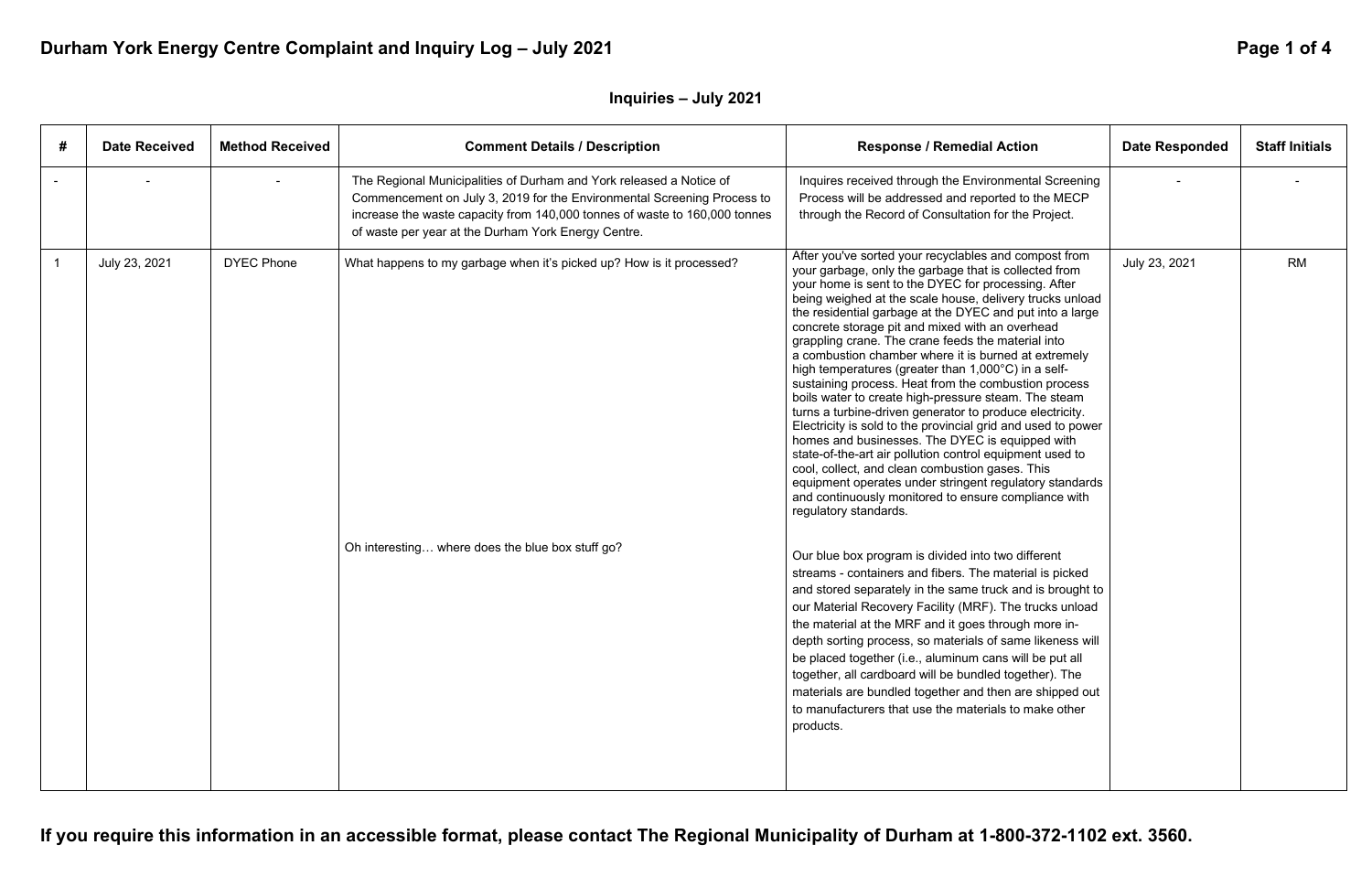# Durham York Energy Centre Complaint and Inquiry Log – July 2021

## Inquiries – July 2021

| # | Date Received | Method Received | Comment Details / Description | Response / Remedial Action | Date Responded | Staff Initials |
|---|---|---|---|---|---|---|
| - | - | - | The Regional Municipalities of Durham and York released a Notice of Commencement on July 3, 2019 for the Environmental Screening Process to increase the waste capacity from 140,000 tonnes of waste to 160,000 tonnes of waste per year at the Durham York Energy Centre. | Inquires received through the Environmental Screening Process will be addressed and reported to the MECP through the Record of Consultation for the Project. | - | - |
| 1 | July 23, 2021 | DYEC Phone | What happens to my garbage when it's picked up? How is it processed?<br><br>Oh interesting… where does the blue box stuff go? | After you've sorted your recyclables and compost from your garbage, only the garbage that is collected from your home is sent to the DYEC for processing. After being weighed at the scale house, delivery trucks unload the residential garbage at the DYEC and put into a large concrete storage pit and mixed with an overhead grappling crane. The crane feeds the material into a combustion chamber where it is burned at extremely high temperatures (greater than 1,000°C) in a self-sustaining process. Heat from the combustion process boils water to create high-pressure steam. The steam turns a turbine-driven generator to produce electricity. Electricity is sold to the provincial grid and used to power homes and businesses. The DYEC is equipped with state-of-the-art air pollution control equipment used to cool, collect, and clean combustion gases. This equipment operates under stringent regulatory standards and continuously monitored to ensure compliance with regulatory standards.<br><br>Our blue box program is divided into two different streams - containers and fibers. The material is picked and stored separately in the same truck and is brought to our Material Recovery Facility (MRF). The trucks unload the material at the MRF and it goes through more in-depth sorting process, so materials of same likeness will be placed together (i.e., aluminum cans will be put all together, all cardboard will be bundled together). The materials are bundled together and then are shipped out to manufacturers that use the materials to make other products. | July 23, 2021 | RM |

**If you require this information in an accessible format, please contact The Regional Municipality of Durham at 1-800-372-1102 ext. 3560.**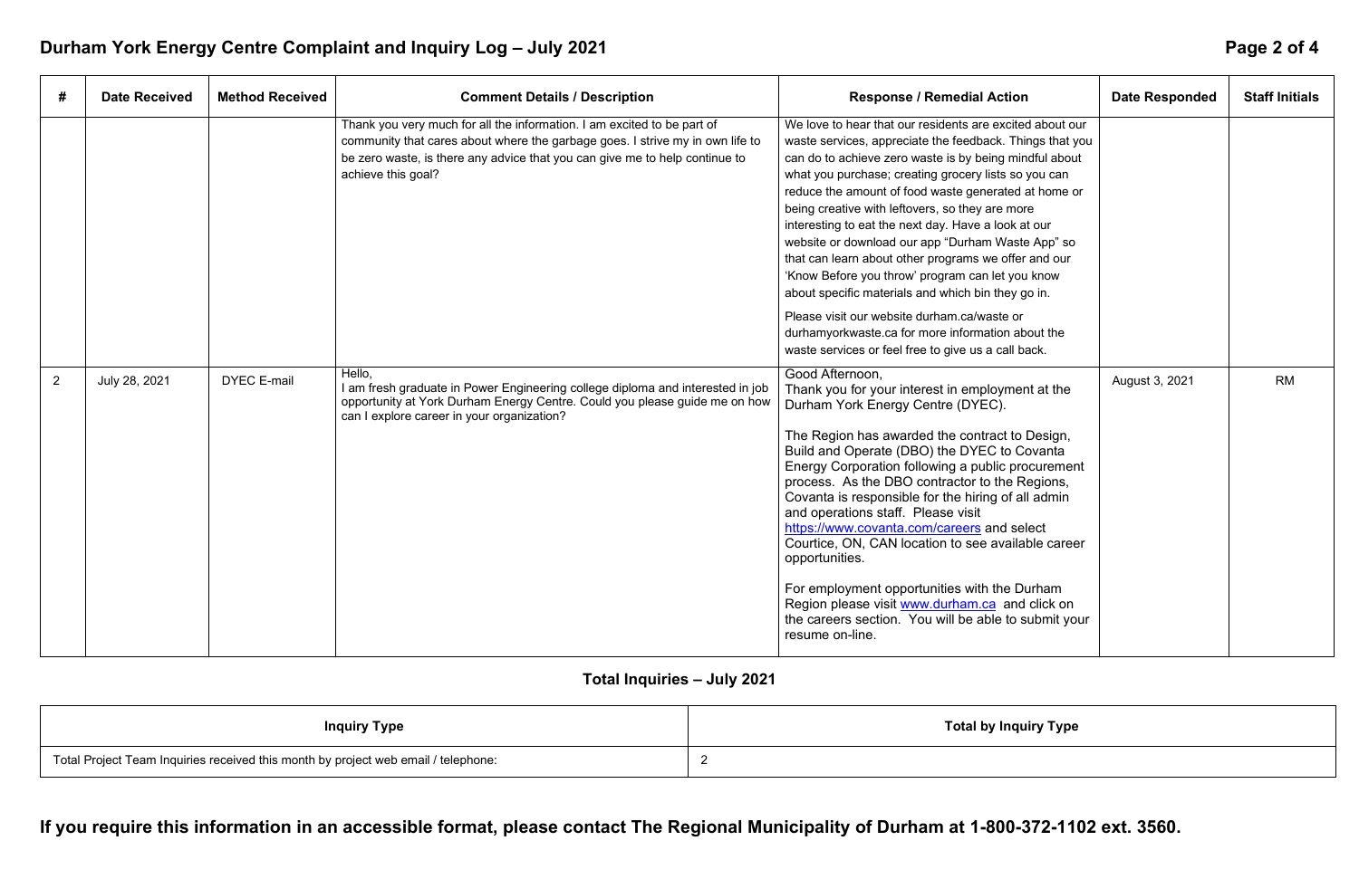| # | Date Received | Method Received | Comment Details / Description | Response / Remedial Action | Date Responded | Staff Initials |
|---|---|---|---|---|---|---|
| | | | Thank you very much for all the information. I am excited to be part of community that cares about where the garbage goes. I strive my in own life to be zero waste, is there any advice that you can give me to help continue to achieve this goal? | We love to hear that our residents are excited about our waste services, appreciate the feedback. Things that you can do to achieve zero waste is by being mindful about what you purchase; creating grocery lists so you can reduce the amount of food waste generated at home or being creative with leftovers, so they are more interesting to eat the next day. Have a look at our website or download our app "Durham Waste App" so that can learn about other programs we offer and our 'Know Before you throw' program can let you know about specific materials and which bin they go in. <br><br> Please visit our website durham.ca/waste or durhamyorkwaste.ca for more information about the waste services or feel free to give us a call back. | | |
| 2 | July 28, 2021 | DYEC E-mail | Hello, <br> I am fresh graduate in Power Engineering college diploma and interested in job opportunity at York Durham Energy Centre. Could you please guide me on how can I explore career in your organization? | Good Afternoon, <br> Thank you for your interest in employment at the Durham York Energy Centre (DYEC). <br><br> The Region has awarded the contract to Design, Build and Operate (DBO) the DYEC to Covanta Energy Corporation following a public procurement process. As the DBO contractor to the Regions, Covanta is responsible for the hiring of all admin and operations staff. Please visit https://www.covanta.com/careers and select Courtice, ON, CAN location to see available career opportunities. <br><br> For employment opportunities with the Durham Region please visit www.durham.ca and click on the careers section. You will be able to submit your resume on-line. | August 3, 2021 | RM |

## Total Inquiries – July 2021

| Inquiry Type | Total by Inquiry Type |
|---|---|
| Total Project Team Inquiries received this month by project web email / telephone: | 2 |

**If you require this information in an accessible format, please contact The Regional Municipality of Durham at 1-800-372-1102 ext. 3560.**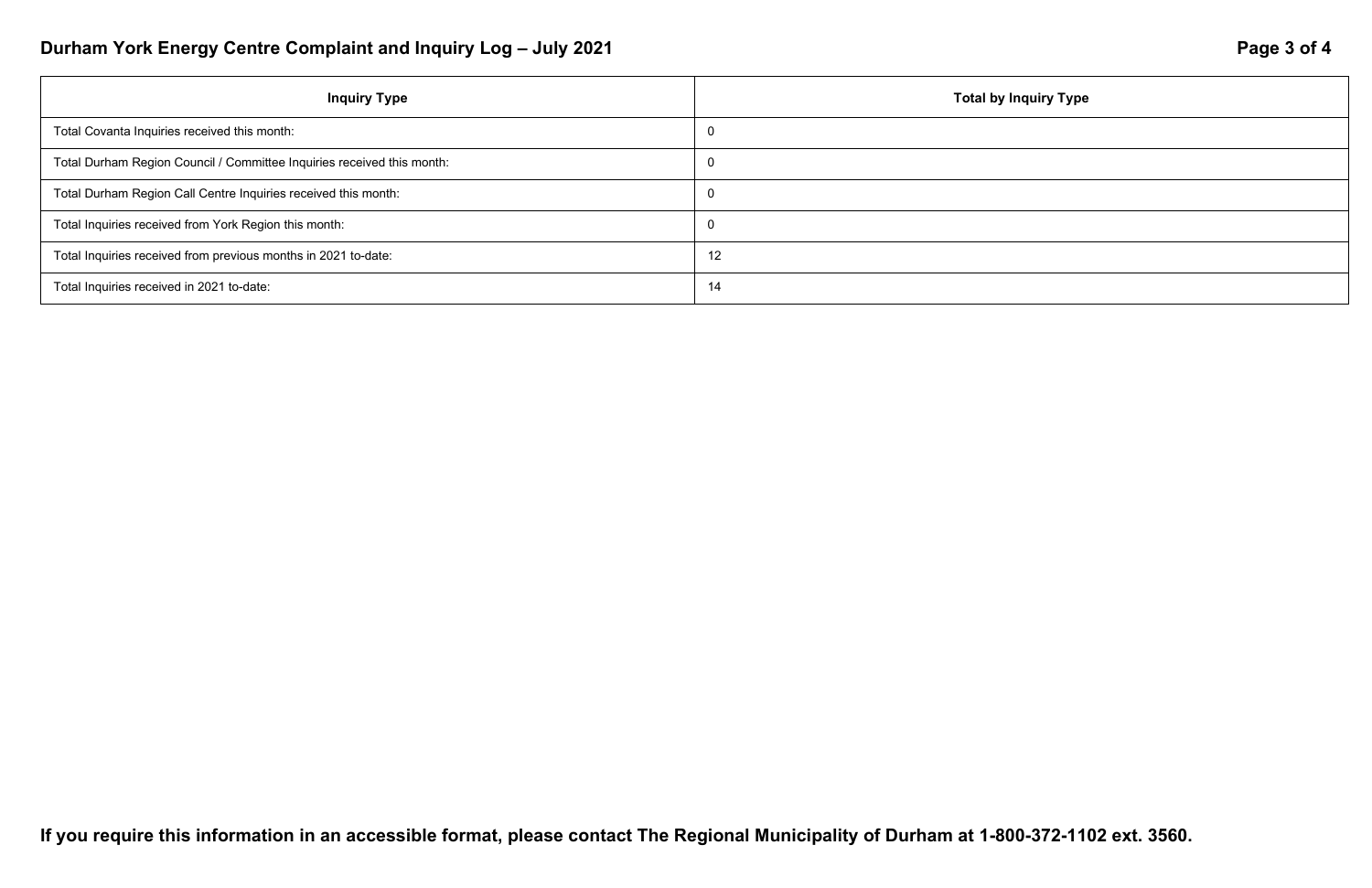# Durham York Energy Centre Complaint and Inquiry Log – July 2021

| Inquiry Type | Total by Inquiry Type |
| --- | --- |
| Total Covanta Inquiries received this month: | 0 |
| Total Durham Region Council / Committee Inquiries received this month: | 0 |
| Total Durham Region Call Centre Inquiries received this month: | 0 |
| Total Inquiries received from York Region this month: | 0 |
| Total Inquiries received from previous months in 2021 to-date: | 12 |
| Total Inquiries received in 2021 to-date: | 14 |

**If you require this information in an accessible format, please contact The Regional Municipality of Durham at 1-800-372-1102 ext. 3560.**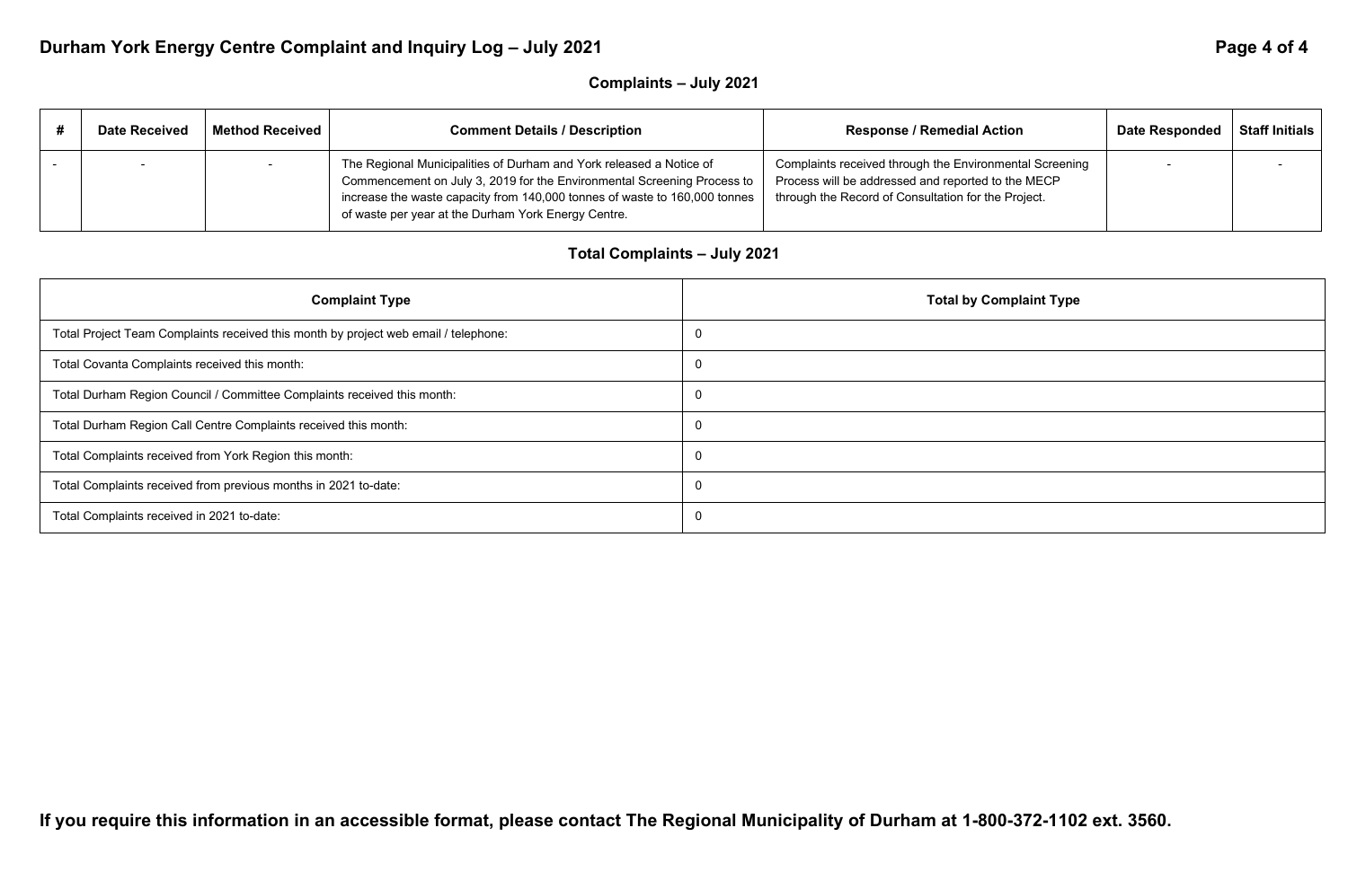## Complaints – July 2021

| # | Date Received | Method Received | Comment Details / Description | Response / Remedial Action | Date Responded | Staff Initials |
|---|---|---|---|---|---|---|
| - | - | - | The Regional Municipalities of Durham and York released a Notice of Commencement on July 3, 2019 for the Environmental Screening Process to increase the waste capacity from 140,000 tonnes of waste to 160,000 tonnes of waste per year at the Durham York Energy Centre. | Complaints received through the Environmental Screening Process will be addressed and reported to the MECP through the Record of Consultation for the Project. | - | - |

## Total Complaints – July 2021

| Complaint Type | Total by Complaint Type |
|---|---|
| Total Project Team Complaints received this month by project web email / telephone: | 0 |
| Total Covanta Complaints received this month: | 0 |
| Total Durham Region Council / Committee Complaints received this month: | 0 |
| Total Durham Region Call Centre Complaints received this month: | 0 |
| Total Complaints received from York Region this month: | 0 |
| Total Complaints received from previous months in 2021 to-date: | 0 |
| Total Complaints received in 2021 to-date: | 0 |

**If you require this information in an accessible format, please contact The Regional Municipality of Durham at 1-800-372-1102 ext. 3560.**